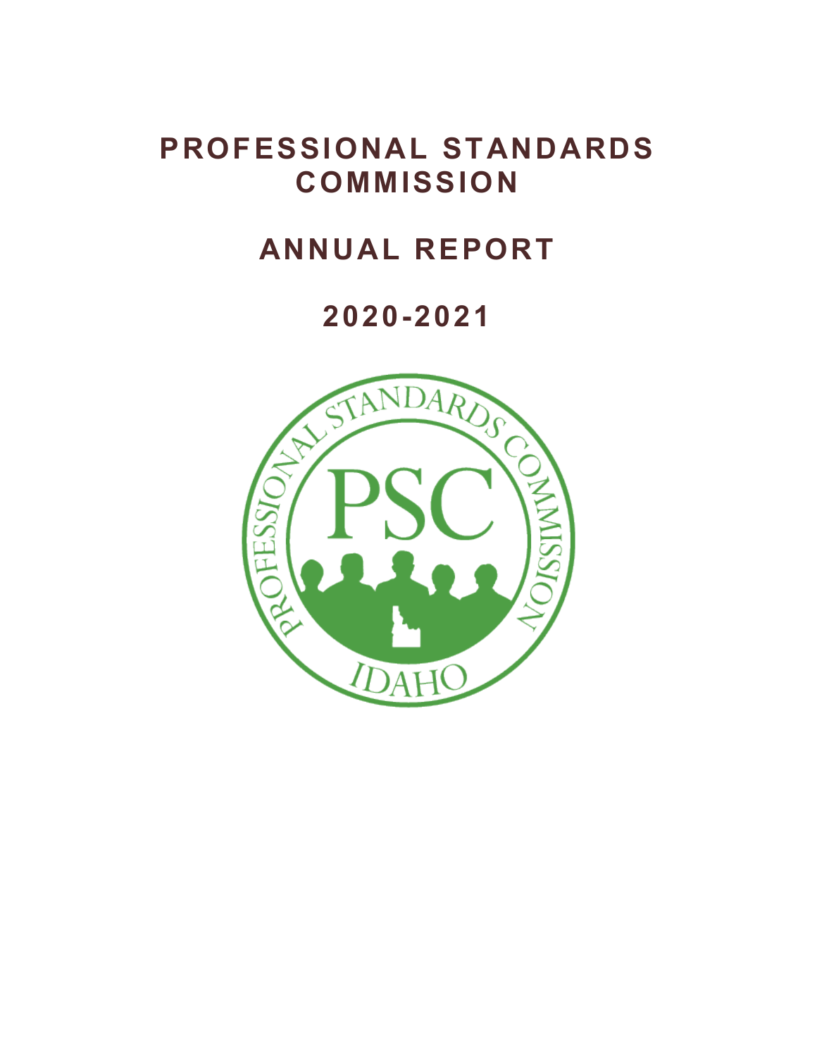# PROFESSIONAL STANDARDS COMMISSION

# ANNUAL REPORT

# 2020-2021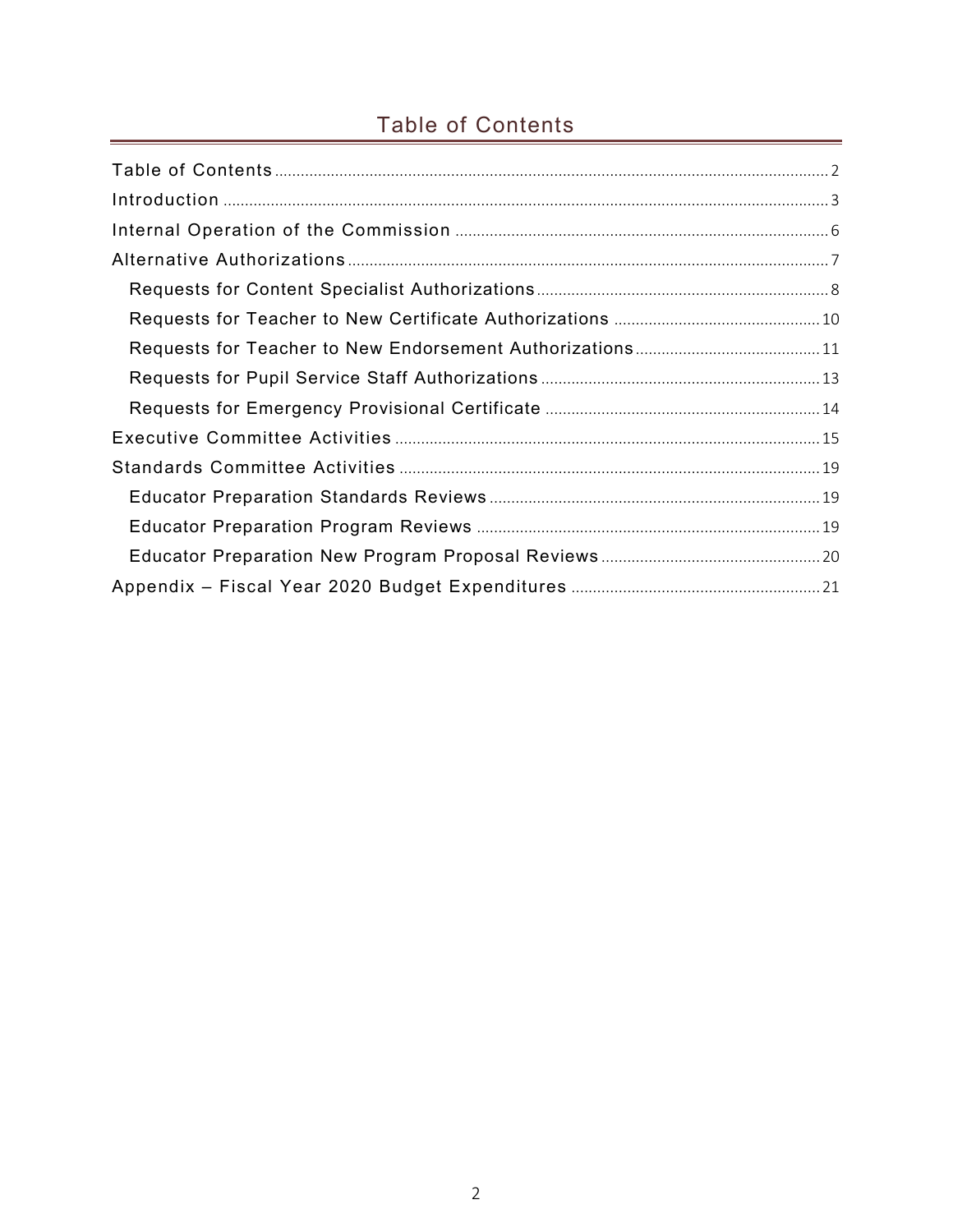# Table of Contents

- Table of Contents ... 2
- Introduction ... 3
- Internal Operation of the Commission ... 6
- Alternative Authorizations ... 7
  - Requests for Content Specialist Authorizations ... 8
  - Requests for Teacher to New Certificate Authorizations ... 10
  - Requests for Teacher to New Endorsement Authorizations ... 11
  - Requests for Pupil Service Staff Authorizations ... 13
  - Requests for Emergency Provisional Certificate ... 14
- Executive Committee Activities ... 15
- Standards Committee Activities ... 19
  - Educator Preparation Standards Reviews ... 19
  - Educator Preparation Program Reviews ... 19
  - Educator Preparation New Program Proposal Reviews ... 20
- Appendix – Fiscal Year 2020 Budget Expenditures ... 21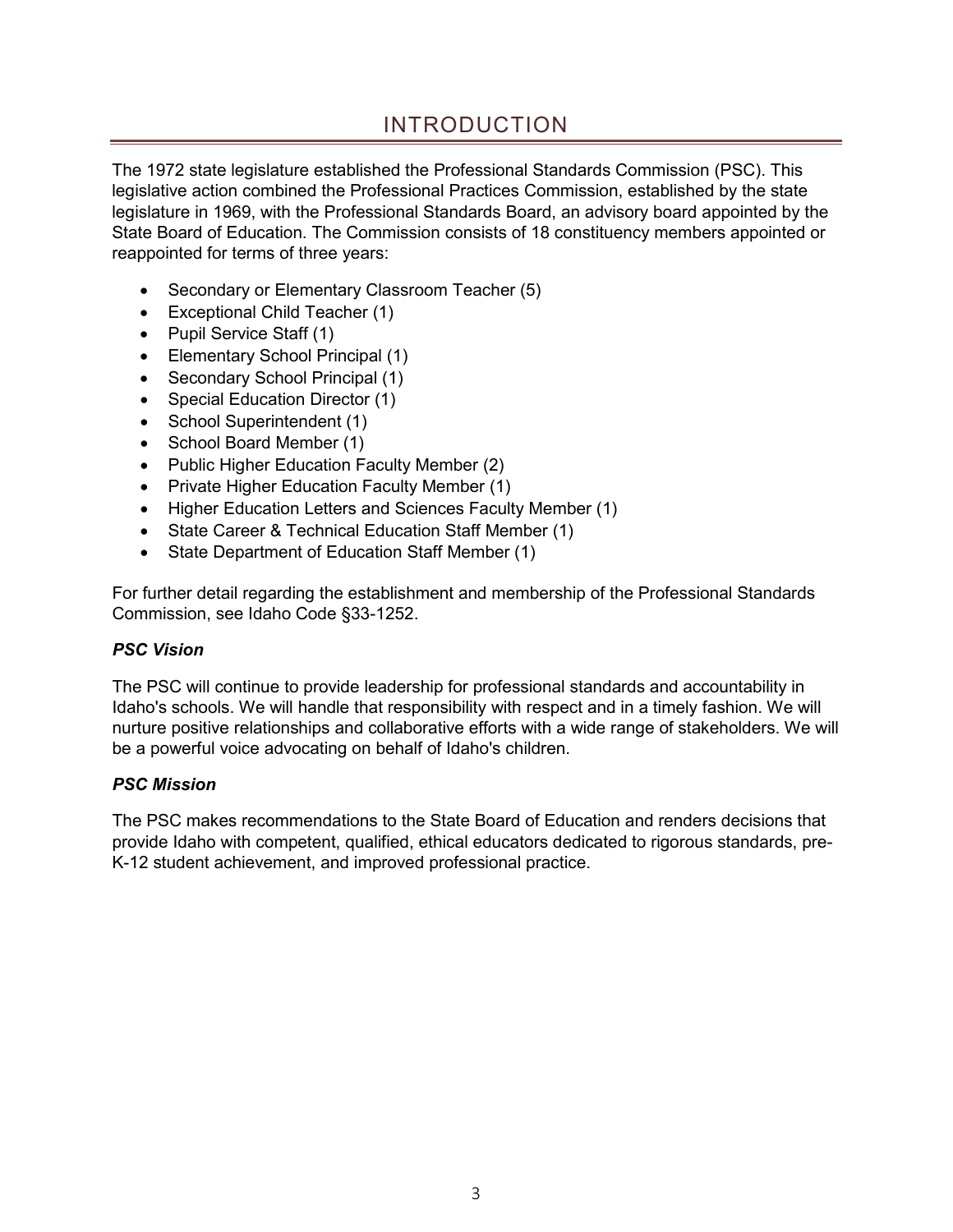# INTRODUCTION

The 1972 state legislature established the Professional Standards Commission (PSC). This legislative action combined the Professional Practices Commission, established by the state legislature in 1969, with the Professional Standards Board, an advisory board appointed by the State Board of Education. The Commission consists of 18 constituency members appointed or reappointed for terms of three years:

- Secondary or Elementary Classroom Teacher (5)
- Exceptional Child Teacher (1)
- Pupil Service Staff (1)
- Elementary School Principal (1)
- Secondary School Principal (1)
- Special Education Director (1)
- School Superintendent (1)
- School Board Member (1)
- Public Higher Education Faculty Member (2)
- Private Higher Education Faculty Member (1)
- Higher Education Letters and Sciences Faculty Member (1)
- State Career & Technical Education Staff Member (1)
- State Department of Education Staff Member (1)

For further detail regarding the establishment and membership of the Professional Standards Commission, see Idaho Code §33-1252.

### *PSC Vision*

The PSC will continue to provide leadership for professional standards and accountability in Idaho's schools. We will handle that responsibility with respect and in a timely fashion. We will nurture positive relationships and collaborative efforts with a wide range of stakeholders. We will be a powerful voice advocating on behalf of Idaho's children.

### *PSC Mission*

The PSC makes recommendations to the State Board of Education and renders decisions that provide Idaho with competent, qualified, ethical educators dedicated to rigorous standards, pre-K-12 student achievement, and improved professional practice.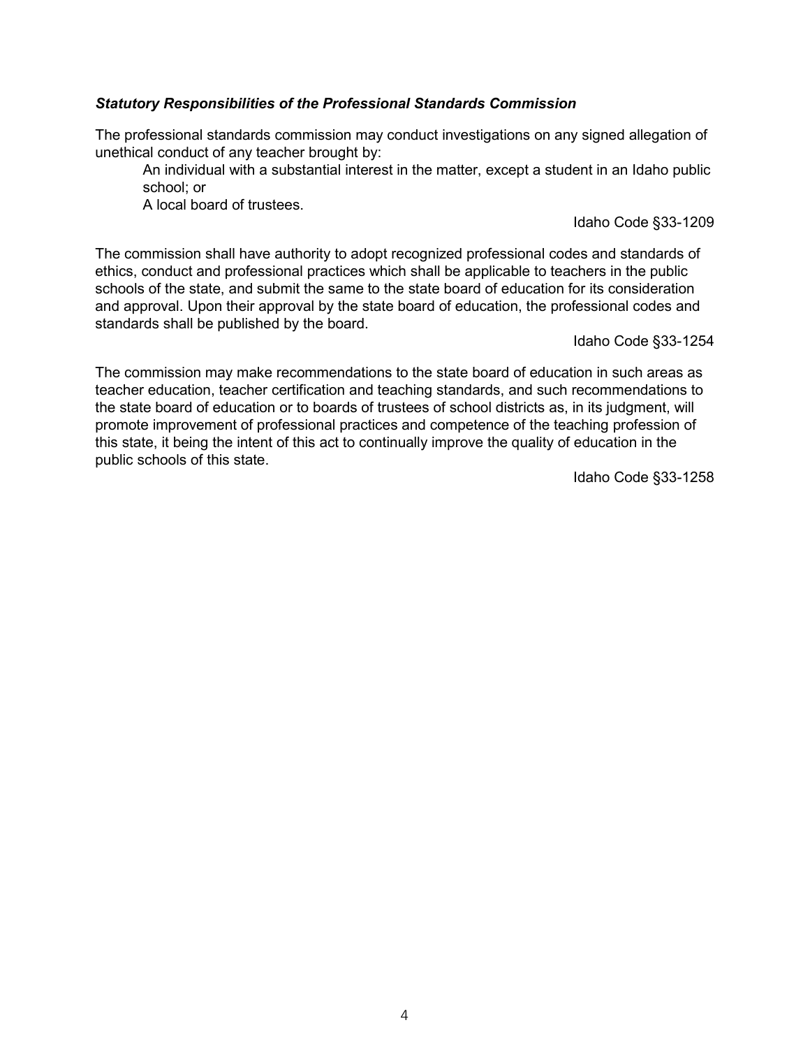### ***Statutory Responsibilities of the Professional Standards Commission***

The professional standards commission may conduct investigations on any signed allegation of unethical conduct of any teacher brought by:

> An individual with a substantial interest in the matter, except a student in an Idaho public school; or
>
> A local board of trustees.

Idaho Code §33-1209

The commission shall have authority to adopt recognized professional codes and standards of ethics, conduct and professional practices which shall be applicable to teachers in the public schools of the state, and submit the same to the state board of education for its consideration and approval. Upon their approval by the state board of education, the professional codes and standards shall be published by the board.

Idaho Code §33-1254

The commission may make recommendations to the state board of education in such areas as teacher education, teacher certification and teaching standards, and such recommendations to the state board of education or to boards of trustees of school districts as, in its judgment, will promote improvement of professional practices and competence of the teaching profession of this state, it being the intent of this act to continually improve the quality of education in the public schools of this state.

Idaho Code §33-1258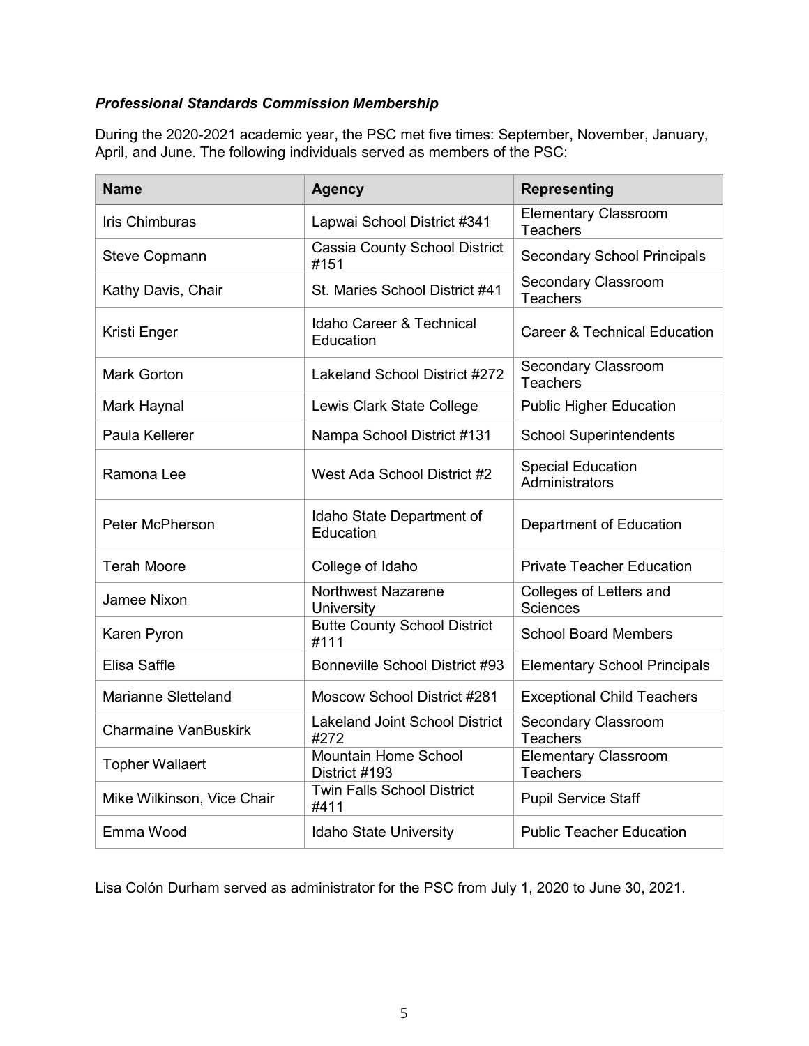***Professional Standards Commission Membership***

During the 2020-2021 academic year, the PSC met five times: September, November, January, April, and June. The following individuals served as members of the PSC:

| Name | Agency | Representing |
|---|---|---|
| Iris Chimburas | Lapwai School District #341 | Elementary Classroom Teachers |
| Steve Copmann | Cassia County School District #151 | Secondary School Principals |
| Kathy Davis, Chair | St. Maries School District #41 | Secondary Classroom Teachers |
| Kristi Enger | Idaho Career & Technical Education | Career & Technical Education |
| Mark Gorton | Lakeland School District #272 | Secondary Classroom Teachers |
| Mark Haynal | Lewis Clark State College | Public Higher Education |
| Paula Kellerer | Nampa School District #131 | School Superintendents |
| Ramona Lee | West Ada School District #2 | Special Education Administrators |
| Peter McPherson | Idaho State Department of Education | Department of Education |
| Terah Moore | College of Idaho | Private Teacher Education |
| Jamee Nixon | Northwest Nazarene University | Colleges of Letters and Sciences |
| Karen Pyron | Butte County School District #111 | School Board Members |
| Elisa Saffle | Bonneville School District #93 | Elementary School Principals |
| Marianne Sletteland | Moscow School District #281 | Exceptional Child Teachers |
| Charmaine VanBuskirk | Lakeland Joint School District #272 | Secondary Classroom Teachers |
| Topher Wallaert | Mountain Home School District #193 | Elementary Classroom Teachers |
| Mike Wilkinson, Vice Chair | Twin Falls School District #411 | Pupil Service Staff |
| Emma Wood | Idaho State University | Public Teacher Education |

Lisa Colón Durham served as administrator for the PSC from July 1, 2020 to June 30, 2021.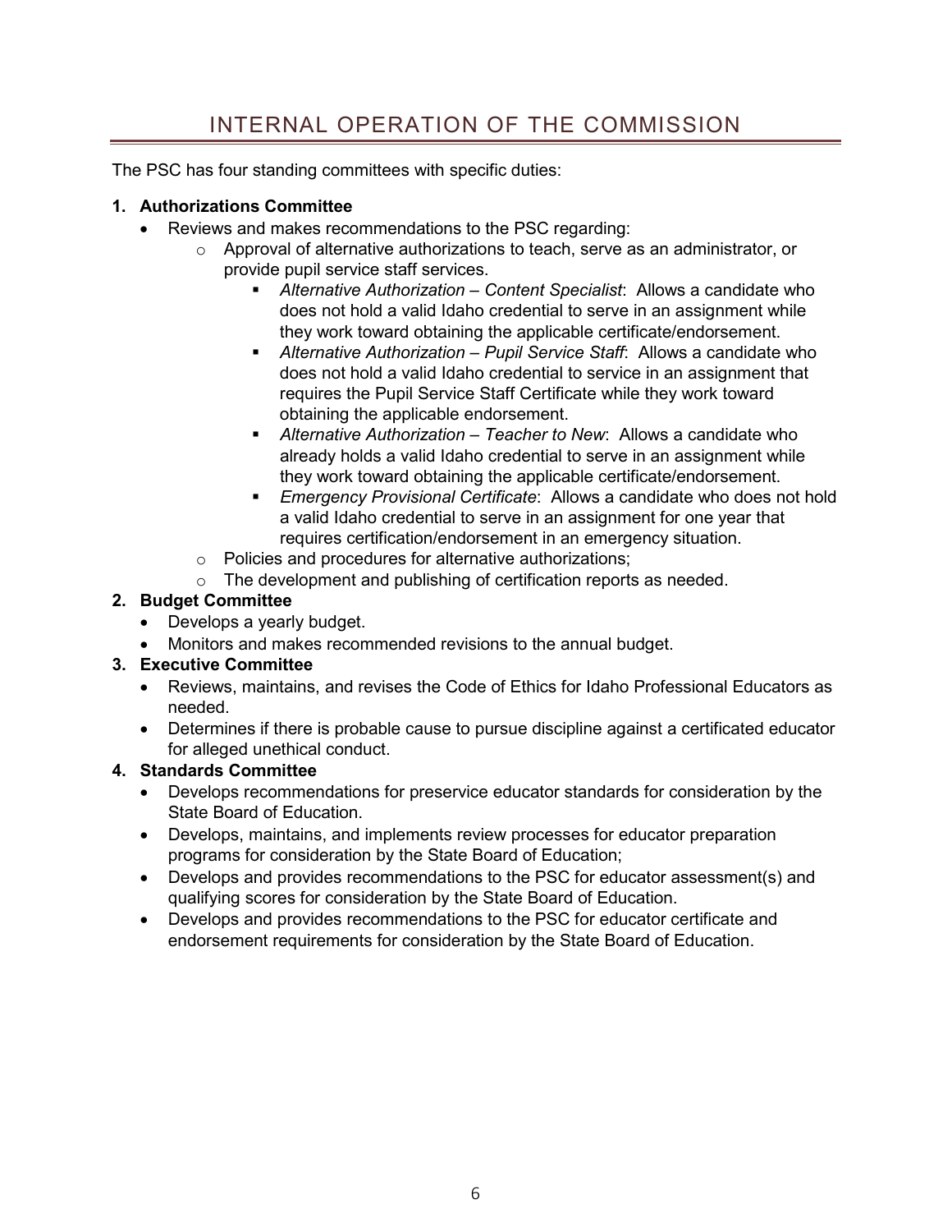# INTERNAL OPERATION OF THE COMMISSION

The PSC has four standing committees with specific duties:

1. **Authorizations Committee**
   - Reviews and makes recommendations to the PSC regarding:
     - Approval of alternative authorizations to teach, serve as an administrator, or provide pupil service staff services.
       - *Alternative Authorization – Content Specialist*: Allows a candidate who does not hold a valid Idaho credential to serve in an assignment while they work toward obtaining the applicable certificate/endorsement.
       - *Alternative Authorization – Pupil Service Staff*: Allows a candidate who does not hold a valid Idaho credential to service in an assignment that requires the Pupil Service Staff Certificate while they work toward obtaining the applicable endorsement.
       - *Alternative Authorization – Teacher to New*: Allows a candidate who already holds a valid Idaho credential to serve in an assignment while they work toward obtaining the applicable certificate/endorsement.
       - *Emergency Provisional Certificate*: Allows a candidate who does not hold a valid Idaho credential to serve in an assignment for one year that requires certification/endorsement in an emergency situation.
     - Policies and procedures for alternative authorizations;
     - The development and publishing of certification reports as needed.
2. **Budget Committee**
   - Develops a yearly budget.
   - Monitors and makes recommended revisions to the annual budget.
3. **Executive Committee**
   - Reviews, maintains, and revises the Code of Ethics for Idaho Professional Educators as needed.
   - Determines if there is probable cause to pursue discipline against a certificated educator for alleged unethical conduct.
4. **Standards Committee**
   - Develops recommendations for preservice educator standards for consideration by the State Board of Education.
   - Develops, maintains, and implements review processes for educator preparation programs for consideration by the State Board of Education;
   - Develops and provides recommendations to the PSC for educator assessment(s) and qualifying scores for consideration by the State Board of Education.
   - Develops and provides recommendations to the PSC for educator certificate and endorsement requirements for consideration by the State Board of Education.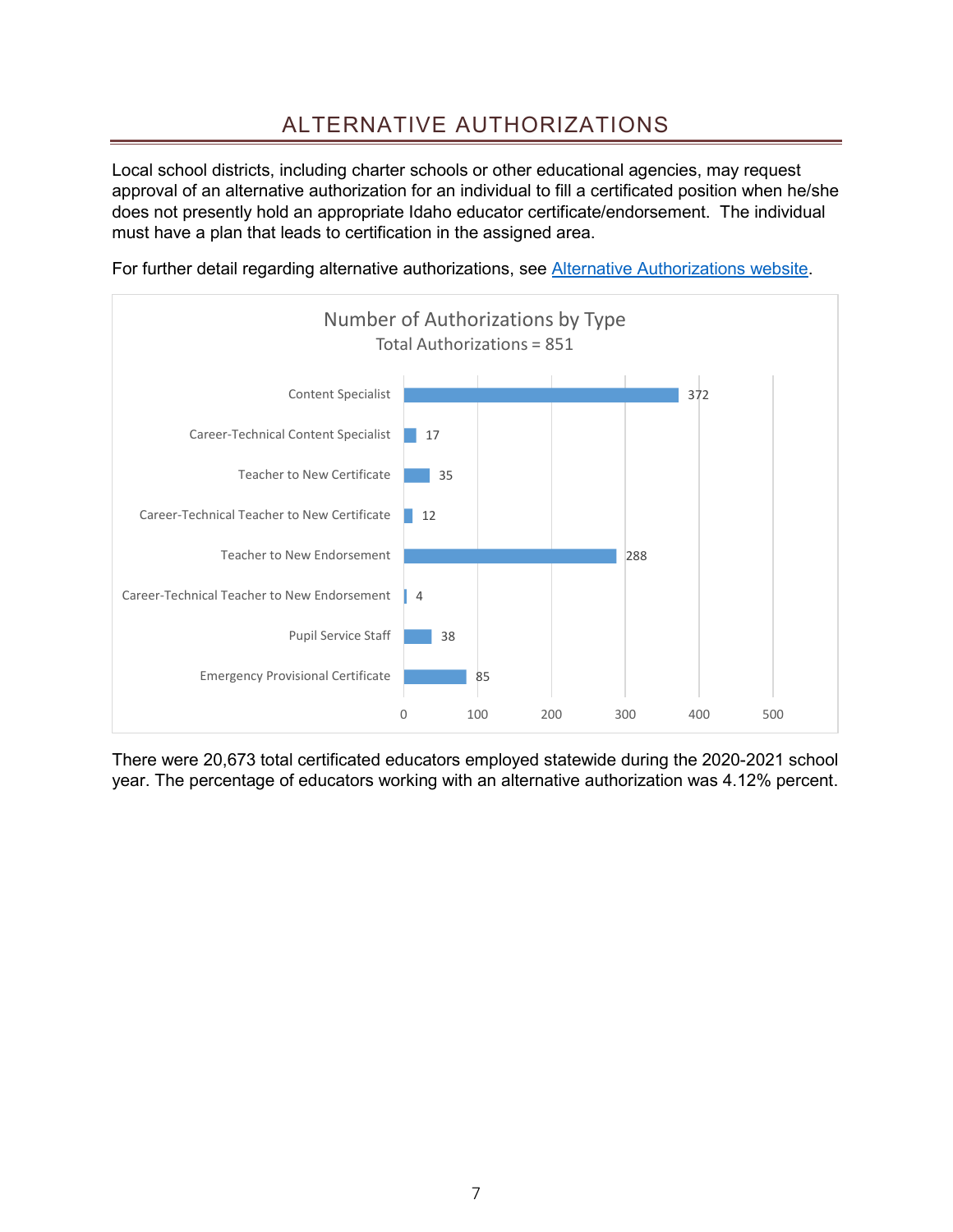# ALTERNATIVE AUTHORIZATIONS

Local school districts, including charter schools or other educational agencies, may request approval of an alternative authorization for an individual to fill a certificated position when he/she does not presently hold an appropriate Idaho educator certificate/endorsement. The individual must have a plan that leads to certification in the assigned area.

For further detail regarding alternative authorizations, see [Alternative Authorizations website](Alternative Authorizations website).

Number of Authorizations by Type
Total Authorizations = 851

| Type | Number |
|---|---|
| Content Specialist | 372 |
| Career-Technical Content Specialist | 17 |
| Teacher to New Certificate | 35 |
| Career-Technical Teacher to New Certificate | 12 |
| Teacher to New Endorsement | 288 |
| Career-Technical Teacher to New Endorsement | 4 |
| Pupil Service Staff | 38 |
| Emergency Provisional Certificate | 85 |

There were 20,673 total certificated educators employed statewide during the 2020-2021 school year. The percentage of educators working with an alternative authorization was 4.12% percent.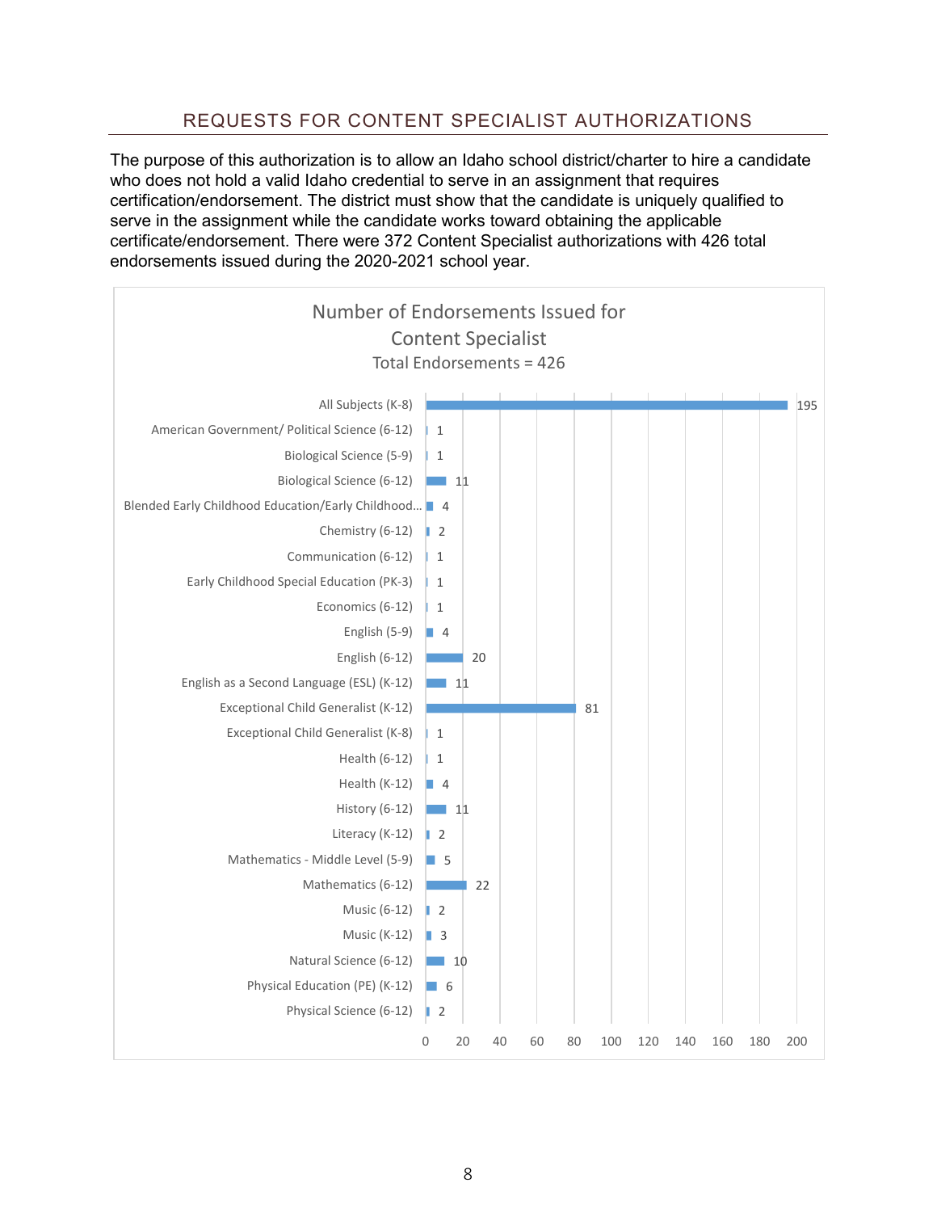## REQUESTS FOR CONTENT SPECIALIST AUTHORIZATIONS

The purpose of this authorization is to allow an Idaho school district/charter to hire a candidate who does not hold a valid Idaho credential to serve in an assignment that requires certification/endorsement. The district must show that the candidate is uniquely qualified to serve in the assignment while the candidate works toward obtaining the applicable certificate/endorsement. There were 372 Content Specialist authorizations with 426 total endorsements issued during the 2020-2021 school year.

**Number of Endorsements Issued for Content Specialist**
Total Endorsements = 426

| Endorsement | Number |
|---|---|
| All Subjects (K-8) | 195 |
| American Government/ Political Science (6-12) | 1 |
| Biological Science (5-9) | 1 |
| Biological Science (6-12) | 11 |
| Blended Early Childhood Education/Early Childhood... | 4 |
| Chemistry (6-12) | 2 |
| Communication (6-12) | 1 |
| Early Childhood Special Education (PK-3) | 1 |
| Economics (6-12) | 1 |
| English (5-9) | 4 |
| English (6-12) | 20 |
| English as a Second Language (ESL) (K-12) | 11 |
| Exceptional Child Generalist (K-12) | 81 |
| Exceptional Child Generalist (K-8) | 1 |
| Health (6-12) | 1 |
| Health (K-12) | 4 |
| History (6-12) | 11 |
| Literacy (K-12) | 2 |
| Mathematics - Middle Level (5-9) | 5 |
| Mathematics (6-12) | 22 |
| Music (6-12) | 2 |
| Music (K-12) | 3 |
| Natural Science (6-12) | 10 |
| Physical Education (PE) (K-12) | 6 |
| Physical Science (6-12) | 2 |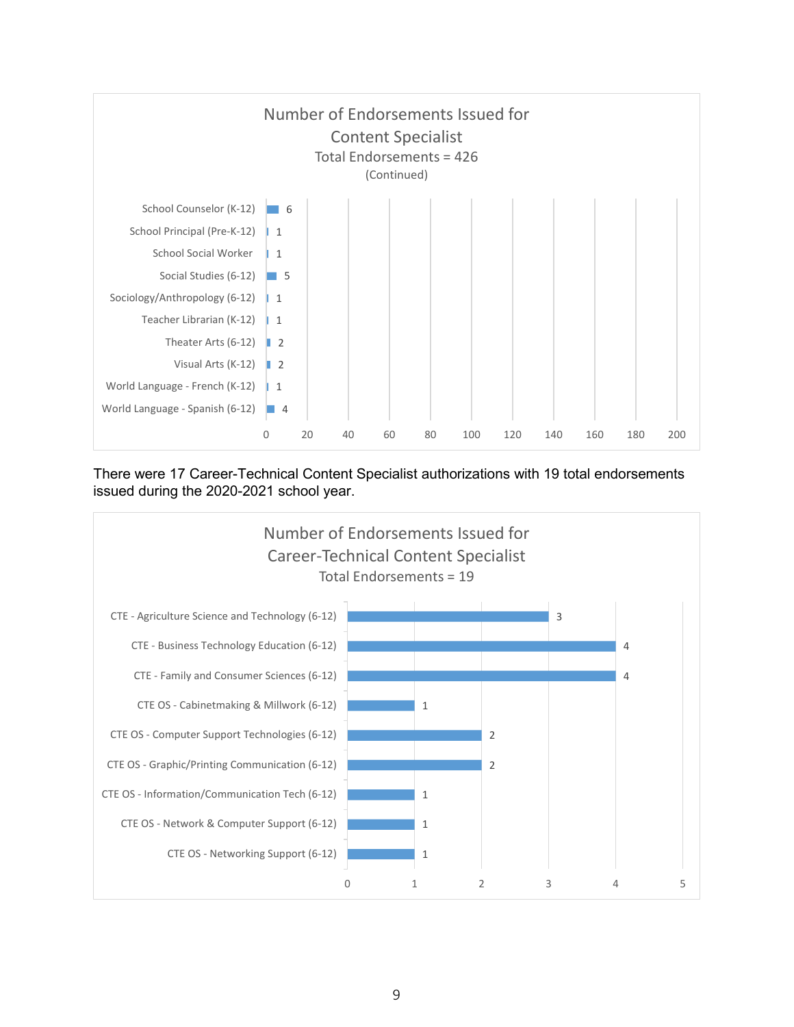**Number of Endorsements Issued for Content Specialist**
Total Endorsements = 426
(Continued)

| Endorsement | Number |
|---|---|
| School Counselor (K-12) | 6 |
| School Principal (Pre-K-12) | 1 |
| School Social Worker | 1 |
| Social Studies (6-12) | 5 |
| Sociology/Anthropology (6-12) | 1 |
| Teacher Librarian (K-12) | 1 |
| Theater Arts (6-12) | 2 |
| Visual Arts (K-12) | 2 |
| World Language - French (K-12) | 1 |
| World Language - Spanish (6-12) | 4 |

There were 17 Career-Technical Content Specialist authorizations with 19 total endorsements issued during the 2020-2021 school year.

**Number of Endorsements Issued for Career-Technical Content Specialist**
Total Endorsements = 19

| Endorsement | Number |
|---|---|
| CTE - Agriculture Science and Technology (6-12) | 3 |
| CTE - Business Technology Education (6-12) | 4 |
| CTE - Family and Consumer Sciences (6-12) | 4 |
| CTE OS - Cabinetmaking & Millwork (6-12) | 1 |
| CTE OS - Computer Support Technologies (6-12) | 2 |
| CTE OS - Graphic/Printing Communication (6-12) | 2 |
| CTE OS - Information/Communication Tech (6-12) | 1 |
| CTE OS - Network & Computer Support (6-12) | 1 |
| CTE OS - Networking Support (6-12) | 1 |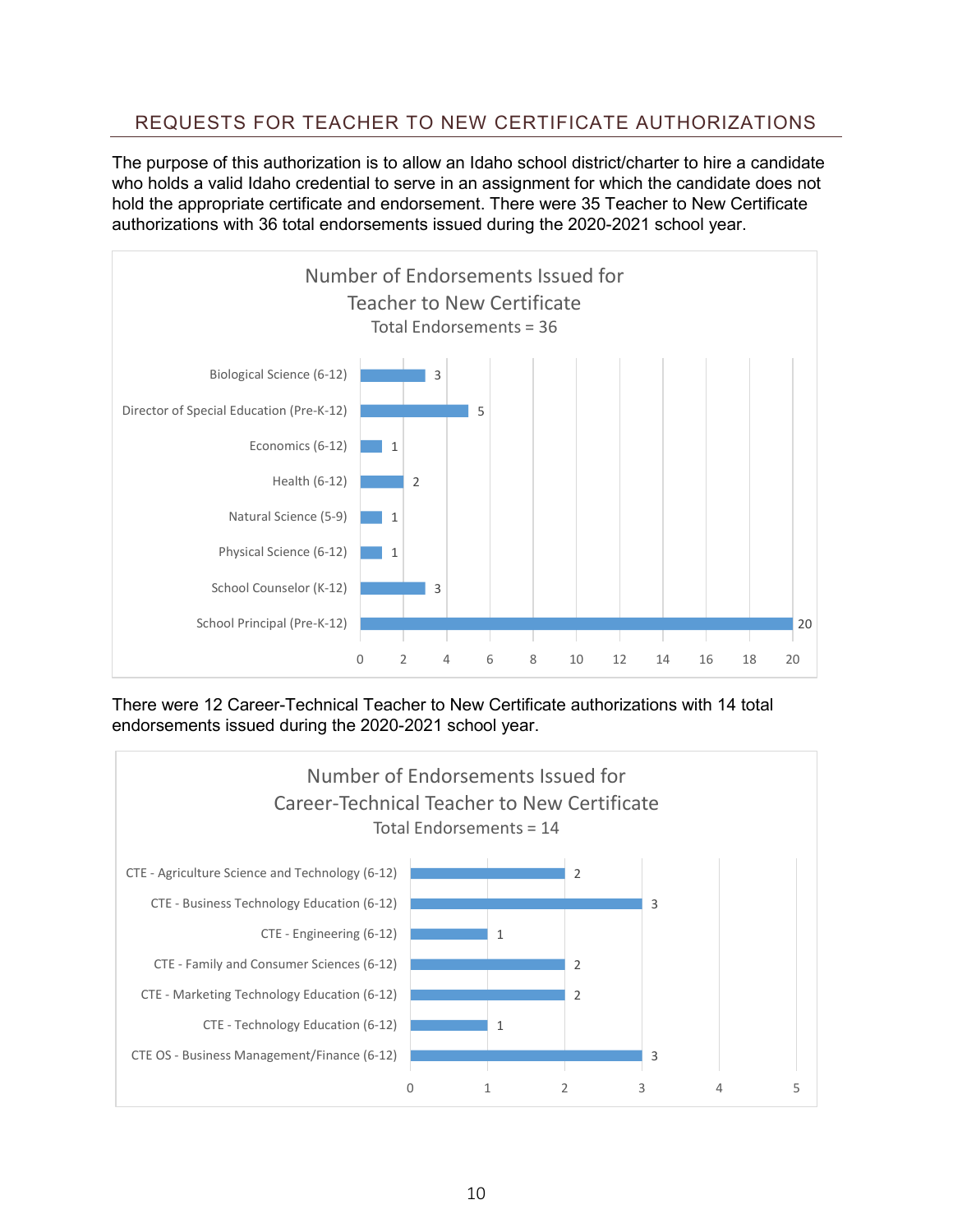## REQUESTS FOR TEACHER TO NEW CERTIFICATE AUTHORIZATIONS

The purpose of this authorization is to allow an Idaho school district/charter to hire a candidate who holds a valid Idaho credential to serve in an assignment for which the candidate does not hold the appropriate certificate and endorsement. There were 35 Teacher to New Certificate authorizations with 36 total endorsements issued during the 2020-2021 school year.

**Number of Endorsements Issued for Teacher to New Certificate**
Total Endorsements = 36

| Endorsement | Number |
|---|---|
| Biological Science (6-12) | 3 |
| Director of Special Education (Pre-K-12) | 5 |
| Economics (6-12) | 1 |
| Health (6-12) | 2 |
| Natural Science (5-9) | 1 |
| Physical Science (6-12) | 1 |
| School Counselor (K-12) | 3 |
| School Principal (Pre-K-12) | 20 |

There were 12 Career-Technical Teacher to New Certificate authorizations with 14 total endorsements issued during the 2020-2021 school year.

**Number of Endorsements Issued for Career-Technical Teacher to New Certificate**
Total Endorsements = 14

| Endorsement | Number |
|---|---|
| CTE - Agriculture Science and Technology (6-12) | 2 |
| CTE - Business Technology Education (6-12) | 3 |
| CTE - Engineering (6-12) | 1 |
| CTE - Family and Consumer Sciences (6-12) | 2 |
| CTE - Marketing Technology Education (6-12) | 2 |
| CTE - Technology Education (6-12) | 1 |
| CTE OS - Business Management/Finance (6-12) | 3 |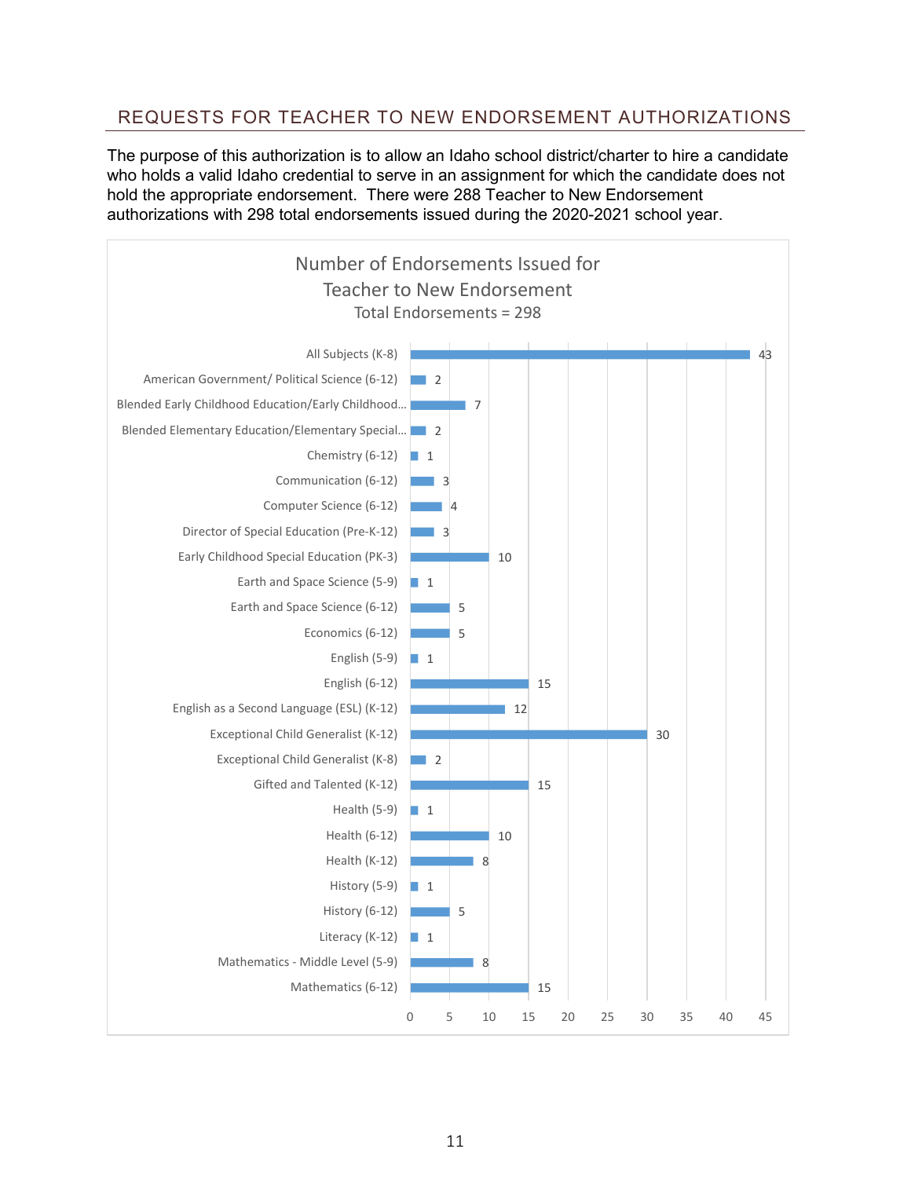## REQUESTS FOR TEACHER TO NEW ENDORSEMENT AUTHORIZATIONS

The purpose of this authorization is to allow an Idaho school district/charter to hire a candidate who holds a valid Idaho credential to serve in an assignment for which the candidate does not hold the appropriate endorsement. There were 288 Teacher to New Endorsement authorizations with 298 total endorsements issued during the 2020-2021 school year.

**Number of Endorsements Issued for Teacher to New Endorsement**
Total Endorsements = 298

| Endorsement | Number |
|---|---|
| All Subjects (K-8) | 43 |
| American Government/ Political Science (6-12) | 2 |
| Blended Early Childhood Education/Early Childhood... | 7 |
| Blended Elementary Education/Elementary Special... | 2 |
| Chemistry (6-12) | 1 |
| Communication (6-12) | 3 |
| Computer Science (6-12) | 4 |
| Director of Special Education (Pre-K-12) | 3 |
| Early Childhood Special Education (PK-3) | 10 |
| Earth and Space Science (5-9) | 1 |
| Earth and Space Science (6-12) | 5 |
| Economics (6-12) | 5 |
| English (5-9) | 1 |
| English (6-12) | 15 |
| English as a Second Language (ESL) (K-12) | 12 |
| Exceptional Child Generalist (K-12) | 30 |
| Exceptional Child Generalist (K-8) | 2 |
| Gifted and Talented (K-12) | 15 |
| Health (5-9) | 1 |
| Health (6-12) | 10 |
| Health (K-12) | 8 |
| History (5-9) | 1 |
| History (6-12) | 5 |
| Literacy (K-12) | 1 |
| Mathematics - Middle Level (5-9) | 8 |
| Mathematics (6-12) | 15 |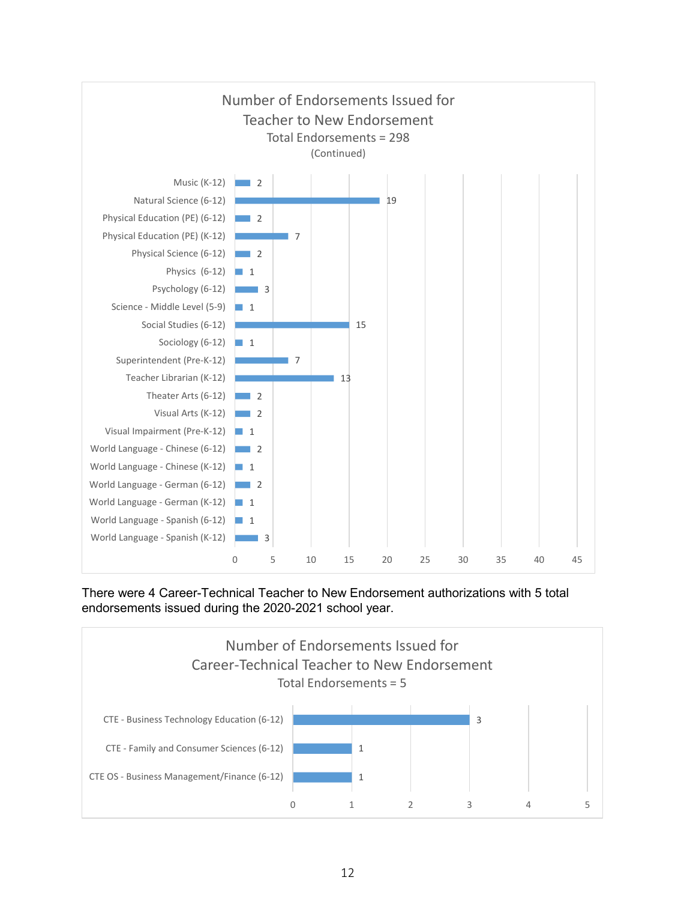**Number of Endorsements Issued for Teacher to New Endorsement**
**Total Endorsements = 298**
(Continued)

| Endorsement | Number |
|---|---|
| Music (K-12) | 2 |
| Natural Science (6-12) | 19 |
| Physical Education (PE) (6-12) | 2 |
| Physical Education (PE) (K-12) | 7 |
| Physical Science (6-12) | 2 |
| Physics (6-12) | 1 |
| Psychology (6-12) | 3 |
| Science - Middle Level (5-9) | 1 |
| Social Studies (6-12) | 15 |
| Sociology (6-12) | 1 |
| Superintendent (Pre-K-12) | 7 |
| Teacher Librarian (K-12) | 13 |
| Theater Arts (6-12) | 2 |
| Visual Arts (K-12) | 2 |
| Visual Impairment (Pre-K-12) | 1 |
| World Language - Chinese (6-12) | 2 |
| World Language - Chinese (K-12) | 1 |
| World Language - German (6-12) | 2 |
| World Language - German (K-12) | 1 |
| World Language - Spanish (6-12) | 1 |
| World Language - Spanish (K-12) | 3 |

There were 4 Career-Technical Teacher to New Endorsement authorizations with 5 total endorsements issued during the 2020-2021 school year.

**Number of Endorsements Issued for Career-Technical Teacher to New Endorsement**
**Total Endorsements = 5**

| Endorsement | Number |
|---|---|
| CTE - Business Technology Education (6-12) | 3 |
| CTE - Family and Consumer Sciences (6-12) | 1 |
| CTE OS - Business Management/Finance (6-12) | 1 |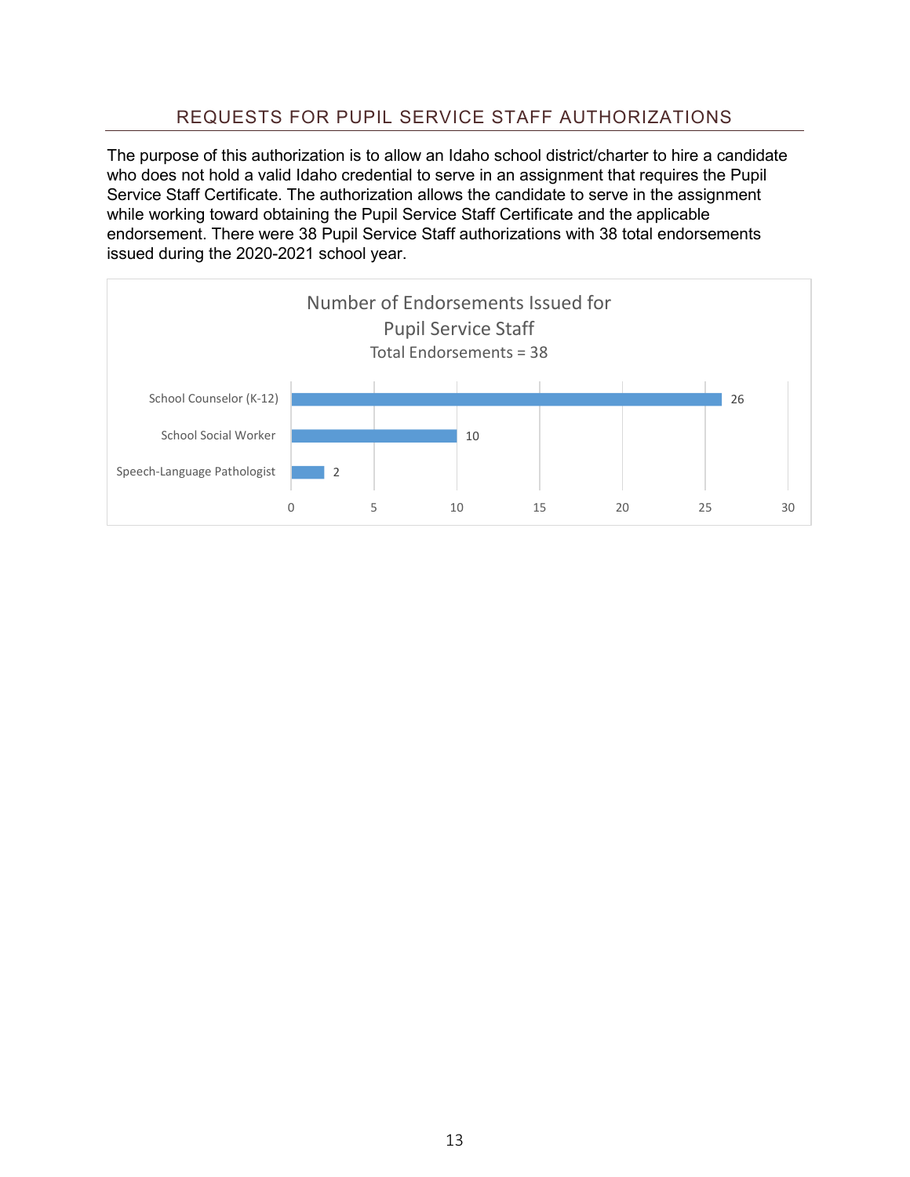## REQUESTS FOR PUPIL SERVICE STAFF AUTHORIZATIONS

The purpose of this authorization is to allow an Idaho school district/charter to hire a candidate who does not hold a valid Idaho credential to serve in an assignment that requires the Pupil Service Staff Certificate. The authorization allows the candidate to serve in the assignment while working toward obtaining the Pupil Service Staff Certificate and the applicable endorsement. There were 38 Pupil Service Staff authorizations with 38 total endorsements issued during the 2020-2021 school year.

**Number of Endorsements Issued for Pupil Service Staff**
Total Endorsements = 38

| Endorsement | Number |
| --- | --- |
| School Counselor (K-12) | 26 |
| School Social Worker | 10 |
| Speech-Language Pathologist | 2 |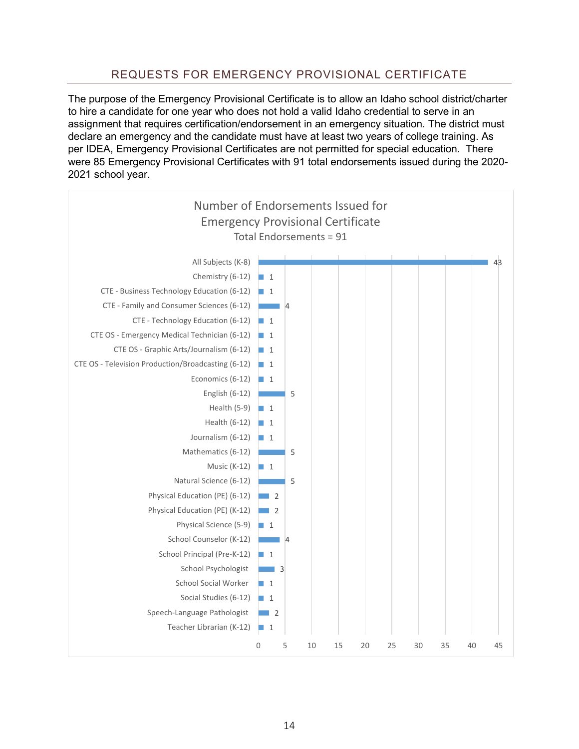## REQUESTS FOR EMERGENCY PROVISIONAL CERTIFICATE

The purpose of the Emergency Provisional Certificate is to allow an Idaho school district/charter to hire a candidate for one year who does not hold a valid Idaho credential to serve in an assignment that requires certification/endorsement in an emergency situation. The district must declare an emergency and the candidate must have at least two years of college training. As per IDEA, Emergency Provisional Certificates are not permitted for special education. There were 85 Emergency Provisional Certificates with 91 total endorsements issued during the 2020-2021 school year.

**Number of Endorsements Issued for Emergency Provisional Certificate**
Total Endorsements = 91

| Endorsement | Number |
|---|---|
| All Subjects (K-8) | 43 |
| Chemistry (6-12) | 1 |
| CTE - Business Technology Education (6-12) | 1 |
| CTE - Family and Consumer Sciences (6-12) | 4 |
| CTE - Technology Education (6-12) | 1 |
| CTE OS - Emergency Medical Technician (6-12) | 1 |
| CTE OS - Graphic Arts/Journalism (6-12) | 1 |
| CTE OS - Television Production/Broadcasting (6-12) | 1 |
| Economics (6-12) | 1 |
| English (6-12) | 5 |
| Health (5-9) | 1 |
| Health (6-12) | 1 |
| Journalism (6-12) | 1 |
| Mathematics (6-12) | 5 |
| Music (K-12) | 1 |
| Natural Science (6-12) | 5 |
| Physical Education (PE) (6-12) | 2 |
| Physical Education (PE) (K-12) | 2 |
| Physical Science (5-9) | 1 |
| School Counselor (K-12) | 4 |
| School Principal (Pre-K-12) | 1 |
| School Psychologist | 3 |
| School Social Worker | 1 |
| Social Studies (6-12) | 1 |
| Speech-Language Pathologist | 2 |
| Teacher Librarian (K-12) | 1 |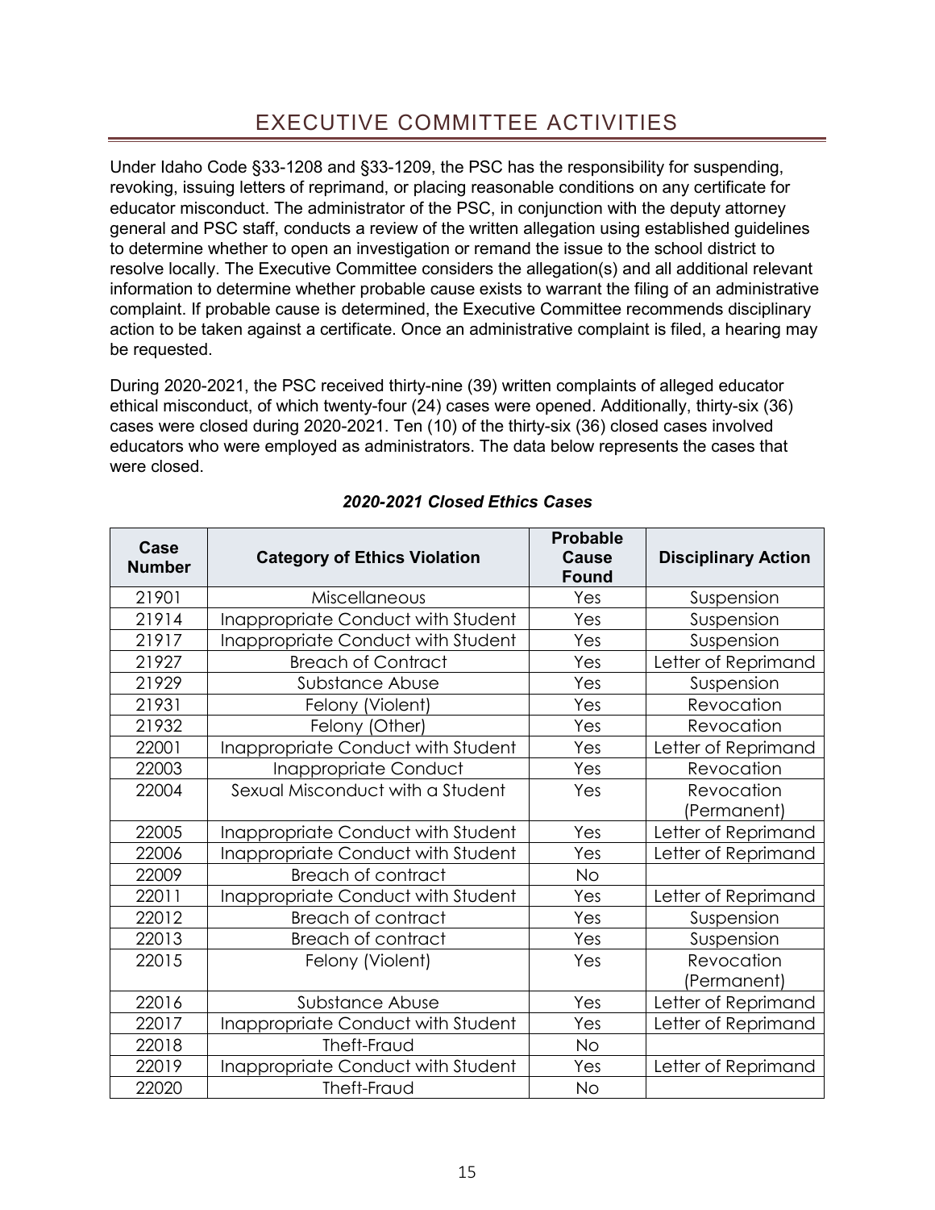# EXECUTIVE COMMITTEE ACTIVITIES

Under Idaho Code §33-1208 and §33-1209, the PSC has the responsibility for suspending, revoking, issuing letters of reprimand, or placing reasonable conditions on any certificate for educator misconduct. The administrator of the PSC, in conjunction with the deputy attorney general and PSC staff, conducts a review of the written allegation using established guidelines to determine whether to open an investigation or remand the issue to the school district to resolve locally. The Executive Committee considers the allegation(s) and all additional relevant information to determine whether probable cause exists to warrant the filing of an administrative complaint. If probable cause is determined, the Executive Committee recommends disciplinary action to be taken against a certificate. Once an administrative complaint is filed, a hearing may be requested.

During 2020-2021, the PSC received thirty-nine (39) written complaints of alleged educator ethical misconduct, of which twenty-four (24) cases were opened. Additionally, thirty-six (36) cases were closed during 2020-2021. Ten (10) of the thirty-six (36) closed cases involved educators who were employed as administrators. The data below represents the cases that were closed.

***2020-2021 Closed Ethics Cases***

| Case Number | Category of Ethics Violation | Probable Cause Found | Disciplinary Action |
|---|---|---|---|
| 21901 | Miscellaneous | Yes | Suspension |
| 21914 | Inappropriate Conduct with Student | Yes | Suspension |
| 21917 | Inappropriate Conduct with Student | Yes | Suspension |
| 21927 | Breach of Contract | Yes | Letter of Reprimand |
| 21929 | Substance Abuse | Yes | Suspension |
| 21931 | Felony (Violent) | Yes | Revocation |
| 21932 | Felony (Other) | Yes | Revocation |
| 22001 | Inappropriate Conduct with Student | Yes | Letter of Reprimand |
| 22003 | Inappropriate Conduct | Yes | Revocation |
| 22004 | Sexual Misconduct with a Student | Yes | Revocation (Permanent) |
| 22005 | Inappropriate Conduct with Student | Yes | Letter of Reprimand |
| 22006 | Inappropriate Conduct with Student | Yes | Letter of Reprimand |
| 22009 | Breach of contract | No | |
| 22011 | Inappropriate Conduct with Student | Yes | Letter of Reprimand |
| 22012 | Breach of contract | Yes | Suspension |
| 22013 | Breach of contract | Yes | Suspension |
| 22015 | Felony (Violent) | Yes | Revocation (Permanent) |
| 22016 | Substance Abuse | Yes | Letter of Reprimand |
| 22017 | Inappropriate Conduct with Student | Yes | Letter of Reprimand |
| 22018 | Theft-Fraud | No | |
| 22019 | Inappropriate Conduct with Student | Yes | Letter of Reprimand |
| 22020 | Theft-Fraud | No | |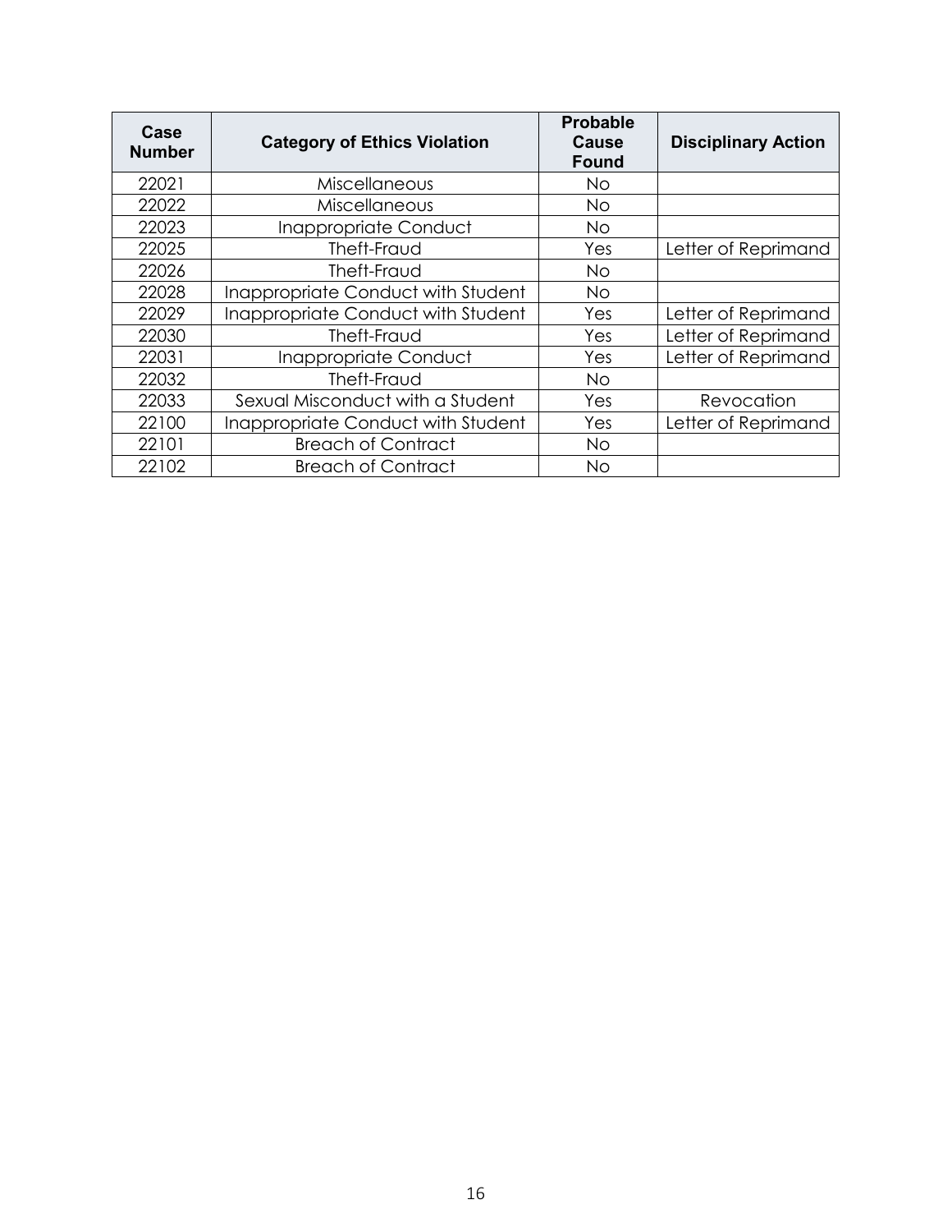| Case Number | Category of Ethics Violation | Probable Cause Found | Disciplinary Action |
|---|---|---|---|
| 22021 | Miscellaneous | No | |
| 22022 | Miscellaneous | No | |
| 22023 | Inappropriate Conduct | No | |
| 22025 | Theft-Fraud | Yes | Letter of Reprimand |
| 22026 | Theft-Fraud | No | |
| 22028 | Inappropriate Conduct with Student | No | |
| 22029 | Inappropriate Conduct with Student | Yes | Letter of Reprimand |
| 22030 | Theft-Fraud | Yes | Letter of Reprimand |
| 22031 | Inappropriate Conduct | Yes | Letter of Reprimand |
| 22032 | Theft-Fraud | No | |
| 22033 | Sexual Misconduct with a Student | Yes | Revocation |
| 22100 | Inappropriate Conduct with Student | Yes | Letter of Reprimand |
| 22101 | Breach of Contract | No | |
| 22102 | Breach of Contract | No | |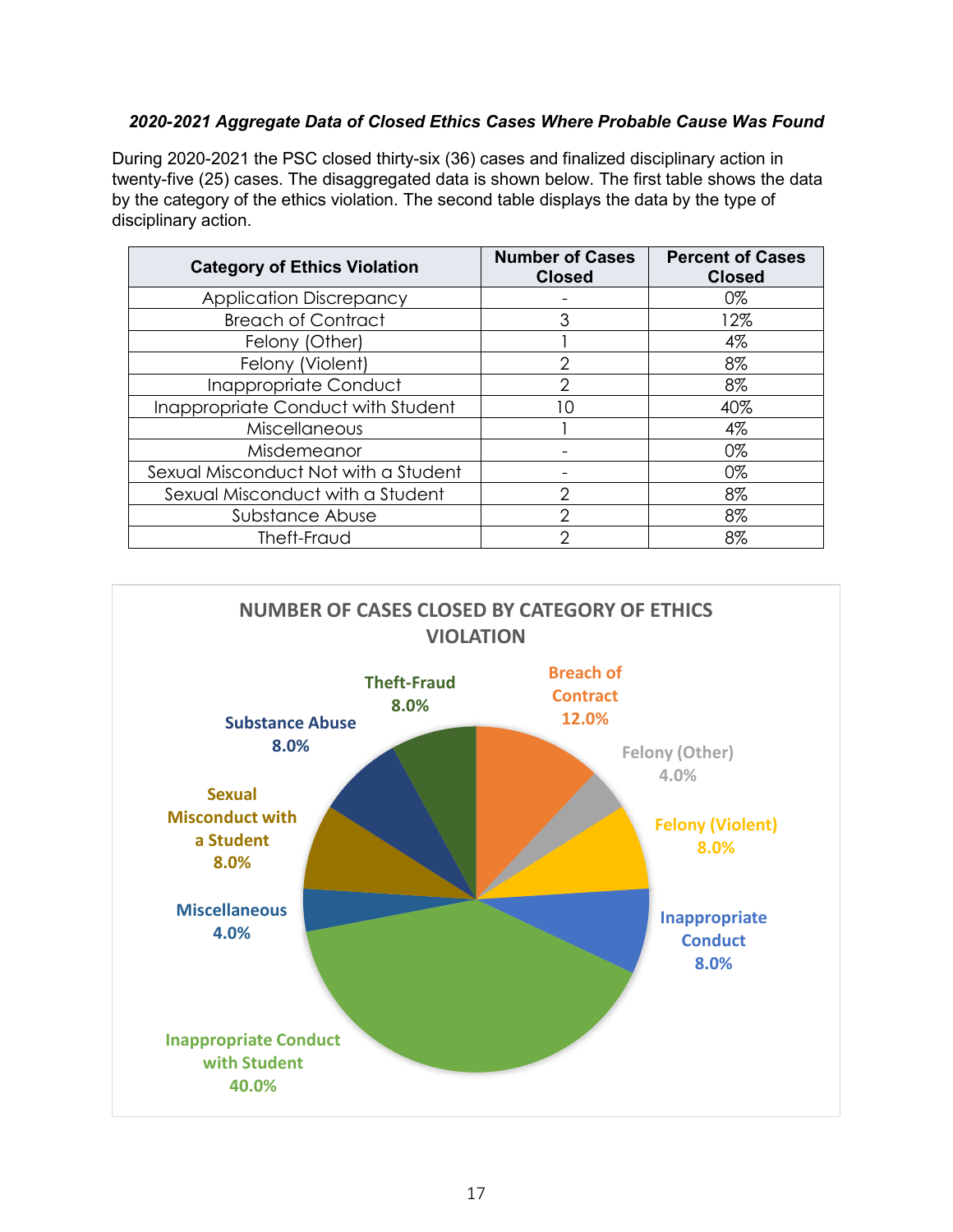***2020-2021 Aggregate Data of Closed Ethics Cases Where Probable Cause Was Found***

During 2020-2021 the PSC closed thirty-six (36) cases and finalized disciplinary action in twenty-five (25) cases. The disaggregated data is shown below. The first table shows the data by the category of the ethics violation. The second table displays the data by the type of disciplinary action.

| Category of Ethics Violation | Number of Cases Closed | Percent of Cases Closed |
|---|---|---|
| Application Discrepancy | - | 0% |
| Breach of Contract | 3 | 12% |
| Felony (Other) | 1 | 4% |
| Felony (Violent) | 2 | 8% |
| Inappropriate Conduct | 2 | 8% |
| Inappropriate Conduct with Student | 10 | 40% |
| Miscellaneous | 1 | 4% |
| Misdemeanor | - | 0% |
| Sexual Misconduct Not with a Student | - | 0% |
| Sexual Misconduct with a Student | 2 | 8% |
| Substance Abuse | 2 | 8% |
| Theft-Fraud | 2 | 8% |

**NUMBER OF CASES CLOSED BY CATEGORY OF ETHICS VIOLATION**

- Breach of Contract 12.0%
- Felony (Other) 4.0%
- Felony (Violent) 8.0%
- Inappropriate Conduct 8.0%
- Inappropriate Conduct with Student 40.0%
- Miscellaneous 4.0%
- Sexual Misconduct with a Student 8.0%
- Substance Abuse 8.0%
- Theft-Fraud 8.0%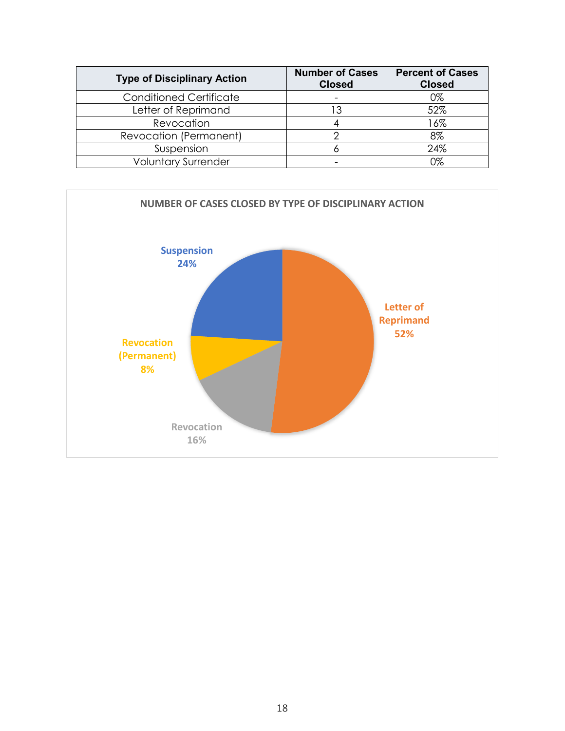| Type of Disciplinary Action | Number of Cases Closed | Percent of Cases Closed |
|---|---|---|
| Conditioned Certificate | - | 0% |
| Letter of Reprimand | 13 | 52% |
| Revocation | 4 | 16% |
| Revocation (Permanent) | 2 | 8% |
| Suspension | 6 | 24% |
| Voluntary Surrender | - | 0% |

NUMBER OF CASES CLOSED BY TYPE OF DISCIPLINARY ACTION

Suspension 24%

Letter of Reprimand 52%

Revocation (Permanent) 8%

Revocation 16%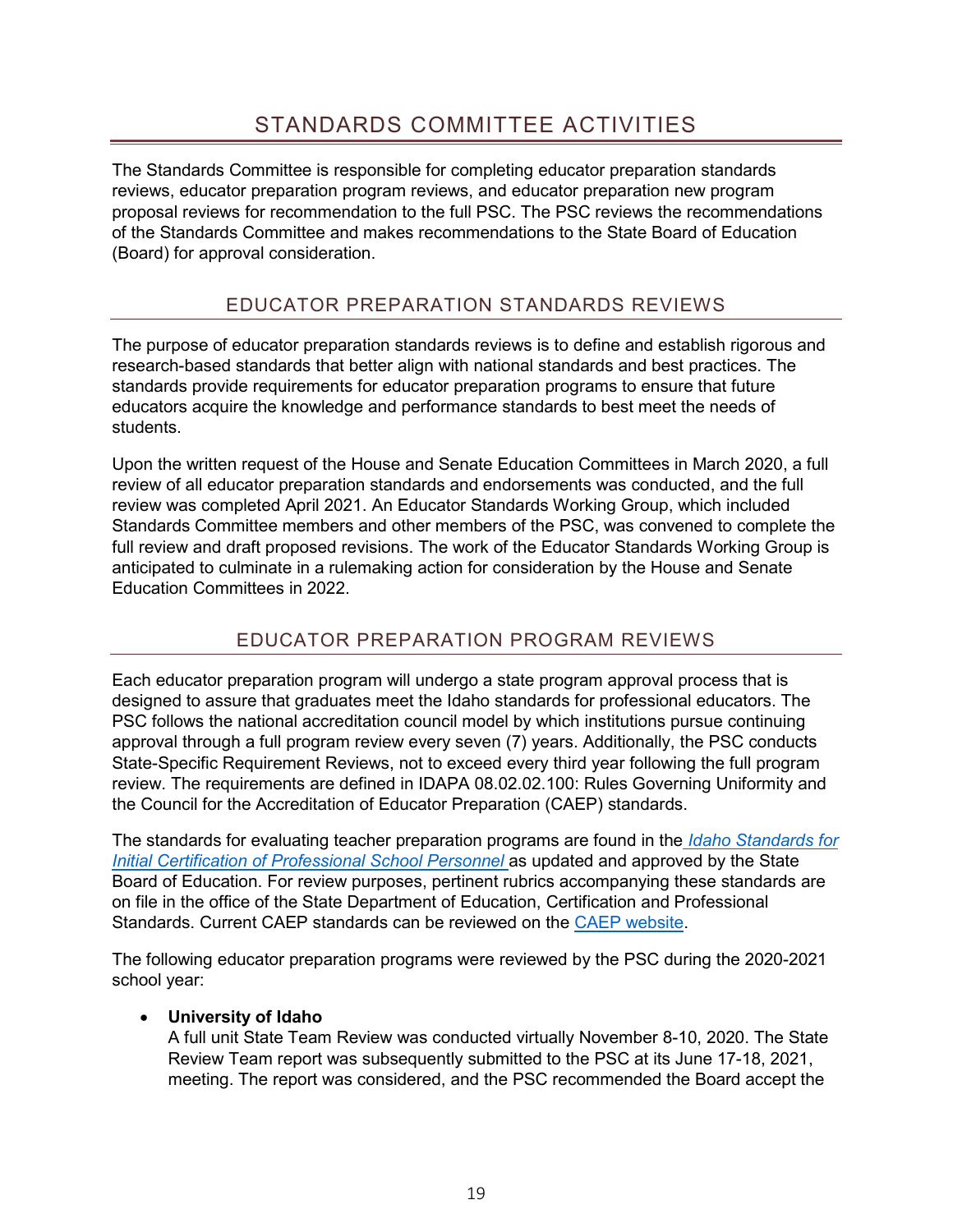# STANDARDS COMMITTEE ACTIVITIES

The Standards Committee is responsible for completing educator preparation standards reviews, educator preparation program reviews, and educator preparation new program proposal reviews for recommendation to the full PSC. The PSC reviews the recommendations of the Standards Committee and makes recommendations to the State Board of Education (Board) for approval consideration.

## EDUCATOR PREPARATION STANDARDS REVIEWS

The purpose of educator preparation standards reviews is to define and establish rigorous and research-based standards that better align with national standards and best practices. The standards provide requirements for educator preparation programs to ensure that future educators acquire the knowledge and performance standards to best meet the needs of students.

Upon the written request of the House and Senate Education Committees in March 2020, a full review of all educator preparation standards and endorsements was conducted, and the full review was completed April 2021. An Educator Standards Working Group, which included Standards Committee members and other members of the PSC, was convened to complete the full review and draft proposed revisions. The work of the Educator Standards Working Group is anticipated to culminate in a rulemaking action for consideration by the House and Senate Education Committees in 2022.

## EDUCATOR PREPARATION PROGRAM REVIEWS

Each educator preparation program will undergo a state program approval process that is designed to assure that graduates meet the Idaho standards for professional educators. The PSC follows the national accreditation council model by which institutions pursue continuing approval through a full program review every seven (7) years. Additionally, the PSC conducts State-Specific Requirement Reviews, not to exceed every third year following the full program review. The requirements are defined in IDAPA 08.02.02.100: Rules Governing Uniformity and the Council for the Accreditation of Educator Preparation (CAEP) standards.

The standards for evaluating teacher preparation programs are found in the *Idaho Standards for Initial Certification of Professional School Personnel* as updated and approved by the State Board of Education. For review purposes, pertinent rubrics accompanying these standards are on file in the office of the State Department of Education, Certification and Professional Standards. Current CAEP standards can be reviewed on the CAEP website.

The following educator preparation programs were reviewed by the PSC during the 2020-2021 school year:

- **University of Idaho**
  A full unit State Team Review was conducted virtually November 8-10, 2020. The State Review Team report was subsequently submitted to the PSC at its June 17-18, 2021, meeting. The report was considered, and the PSC recommended the Board accept the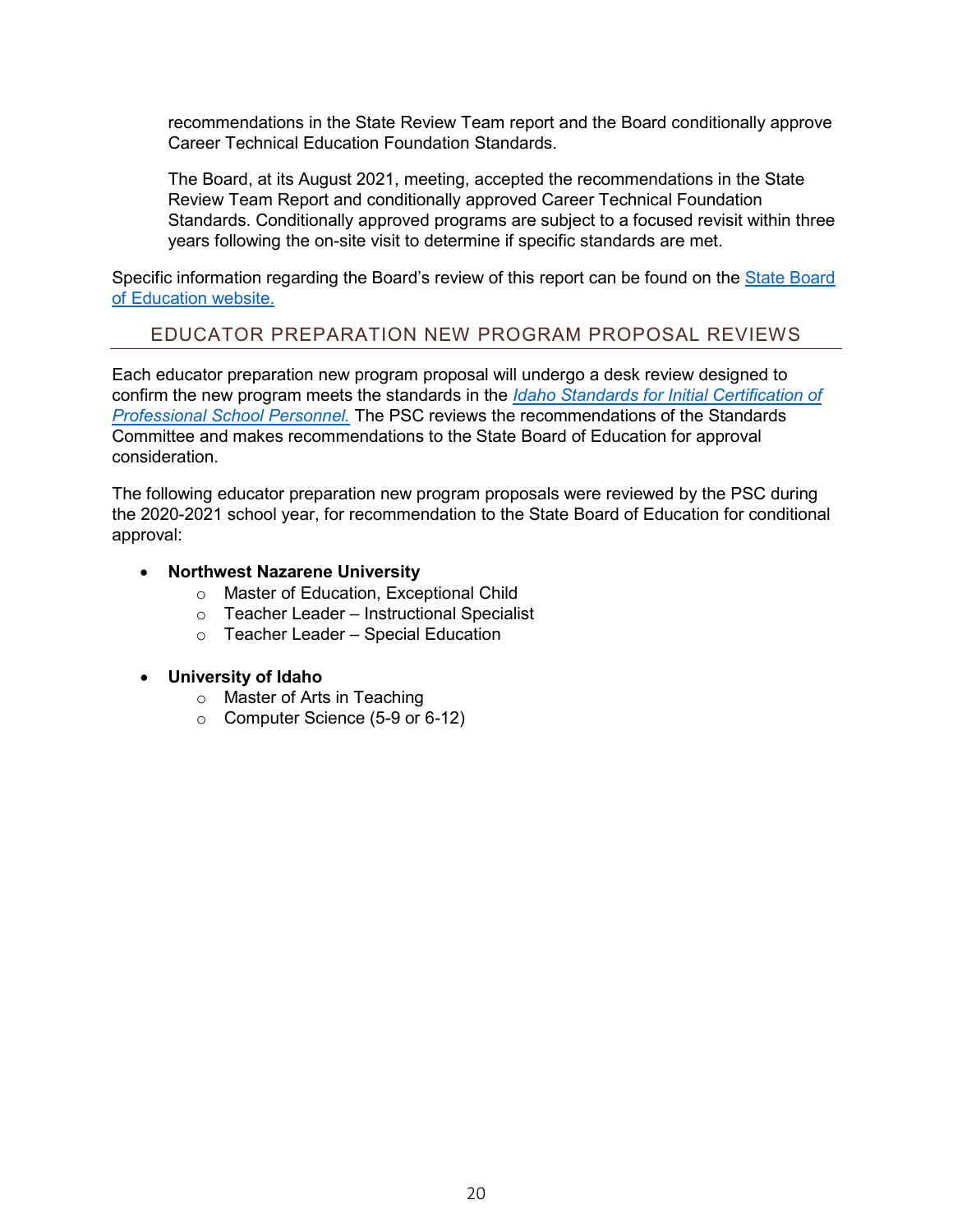recommendations in the State Review Team report and the Board conditionally approve Career Technical Education Foundation Standards.

The Board, at its August 2021, meeting, accepted the recommendations in the State Review Team Report and conditionally approved Career Technical Foundation Standards. Conditionally approved programs are subject to a focused revisit within three years following the on-site visit to determine if specific standards are met.

Specific information regarding the Board's review of this report can be found on the State Board of Education website.

## EDUCATOR PREPARATION NEW PROGRAM PROPOSAL REVIEWS

Each educator preparation new program proposal will undergo a desk review designed to confirm the new program meets the standards in the *Idaho Standards for Initial Certification of Professional School Personnel.* The PSC reviews the recommendations of the Standards Committee and makes recommendations to the State Board of Education for approval consideration.

The following educator preparation new program proposals were reviewed by the PSC during the 2020-2021 school year, for recommendation to the State Board of Education for conditional approval:

- **Northwest Nazarene University**
  - Master of Education, Exceptional Child
  - Teacher Leader – Instructional Specialist
  - Teacher Leader – Special Education

- **University of Idaho**
  - Master of Arts in Teaching
  - Computer Science (5-9 or 6-12)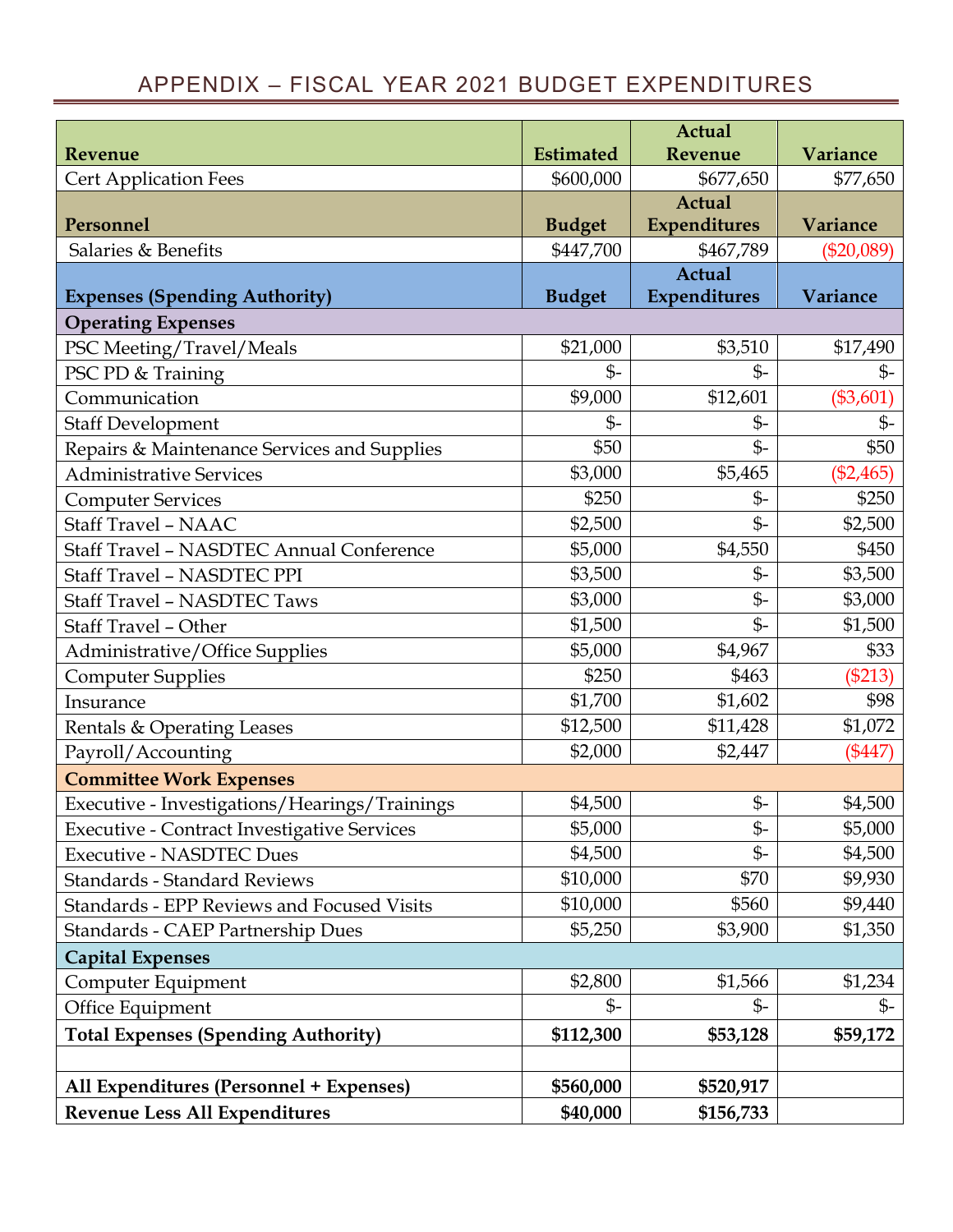## APPENDIX – FISCAL YEAR 2021 BUDGET EXPENDITURES

| Revenue | Estimated | Actual Revenue | Variance |
|---|---|---|---|
| Cert Application Fees | $600,000 | $677,650 | $77,650 |
| **Personnel** | **Budget** | **Actual Expenditures** | **Variance** |
| Salaries & Benefits | $447,700 | $467,789 | ($20,089) |
| **Expenses (Spending Authority)** | **Budget** | **Actual Expenditures** | **Variance** |
| **Operating Expenses** | | | |
| PSC Meeting/Travel/Meals | $21,000 | $3,510 | $17,490 |
| PSC PD & Training | $- | $- | $- |
| Communication | $9,000 | $12,601 | ($3,601) |
| Staff Development | $- | $- | $- |
| Repairs & Maintenance Services and Supplies | $50 | $- | $50 |
| Administrative Services | $3,000 | $5,465 | ($2,465) |
| Computer Services | $250 | $- | $250 |
| Staff Travel – NAAC | $2,500 | $- | $2,500 |
| Staff Travel – NASDTEC Annual Conference | $5,000 | $4,550 | $450 |
| Staff Travel – NASDTEC PPI | $3,500 | $- | $3,500 |
| Staff Travel – NASDTEC Taws | $3,000 | $- | $3,000 |
| Staff Travel – Other | $1,500 | $- | $1,500 |
| Administrative/Office Supplies | $5,000 | $4,967 | $33 |
| Computer Supplies | $250 | $463 | ($213) |
| Insurance | $1,700 | $1,602 | $98 |
| Rentals & Operating Leases | $12,500 | $11,428 | $1,072 |
| Payroll/Accounting | $2,000 | $2,447 | ($447) |
| **Committee Work Expenses** | | | |
| Executive - Investigations/Hearings/Trainings | $4,500 | $- | $4,500 |
| Executive - Contract Investigative Services | $5,000 | $- | $5,000 |
| Executive - NASDTEC Dues | $4,500 | $- | $4,500 |
| Standards - Standard Reviews | $10,000 | $70 | $9,930 |
| Standards - EPP Reviews and Focused Visits | $10,000 | $560 | $9,440 |
| Standards - CAEP Partnership Dues | $5,250 | $3,900 | $1,350 |
| **Capital Expenses** | | | |
| Computer Equipment | $2,800 | $1,566 | $1,234 |
| Office Equipment | $- | $- | $- |
| **Total Expenses (Spending Authority)** | **$112,300** | **$53,128** | **$59,172** |
| | | | |
| **All Expenditures (Personnel + Expenses)** | **$560,000** | **$520,917** | |
| **Revenue Less All Expenditures** | **$40,000** | **$156,733** | |